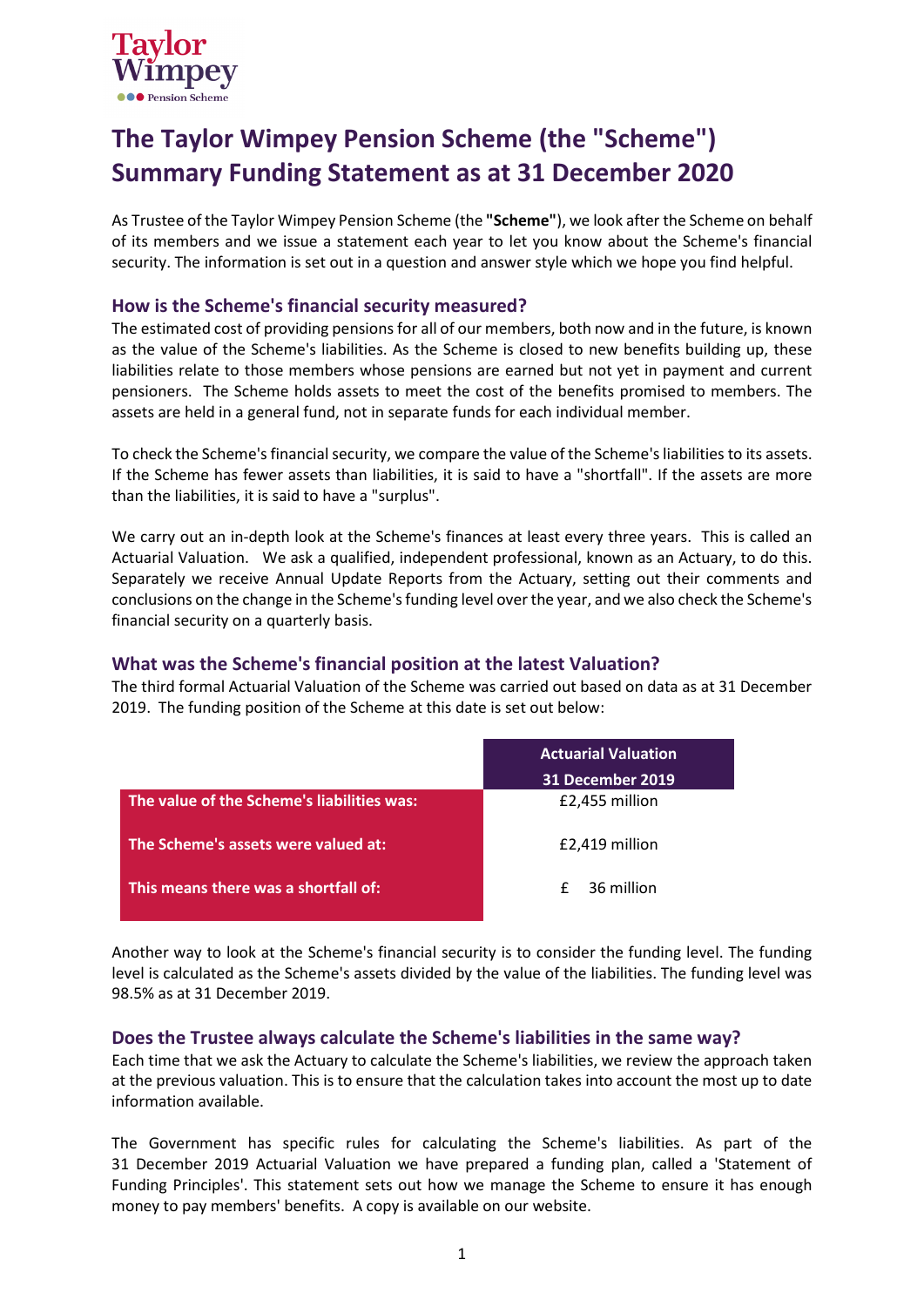# The Taylor Wimpey Pension Scheme (the "Scheme") Summary Funding Statement as at 31 December 2020

As Trustee of the Taylor Wimpey Pension Scheme (the **"Scheme"**), we look after the Scheme on behalf of its members and we issue a statement each year to let you know about the Scheme's financial security. The information is set out in a question and answer style which we hope you find helpful.

## How is the Scheme's financial security measured?

The estimated cost of providing pensions for all of our members, both now and in the future, is known as the value of the Scheme's liabilities. As the Scheme is closed to new benefits building up, these liabilities relate to those members whose pensions are earned but not yet in payment and current pensioners. The Scheme holds assets to meet the cost of the benefits promised to members. The assets are held in a general fund, not in separate funds for each individual member.

To check the Scheme's financial security, we compare the value of the Scheme's liabilities to its assets. If the Scheme has fewer assets than liabilities, it is said to have a "shortfall". If the assets are more than the liabilities, it is said to have a "surplus".

We carry out an in-depth look at the Scheme's finances at least every three years. This is called an Actuarial Valuation. We ask a qualified, independent professional, known as an Actuary, to do this. Separately we receive Annual Update Reports from the Actuary, setting out their comments and conclusions on the change in the Scheme's funding level over the year, and we also check the Scheme's financial security on a quarterly basis.

## What was the Scheme's financial position at the latest Valuation?

The third formal Actuarial Valuation of the Scheme was carried out based on data as at 31 December 2019. The funding position of the Scheme at this date is set out below:

| | Actuarial Valuation 31 December 2019 |
|---|---|
| **The value of the Scheme's liabilities was:** | £2,455 million |
| **The Scheme's assets were valued at:** | £2,419 million |
| **This means there was a shortfall of:** | £ 36 million |

Another way to look at the Scheme's financial security is to consider the funding level. The funding level is calculated as the Scheme's assets divided by the value of the liabilities. The funding level was 98.5% as at 31 December 2019.

## Does the Trustee always calculate the Scheme's liabilities in the same way?

Each time that we ask the Actuary to calculate the Scheme's liabilities, we review the approach taken at the previous valuation. This is to ensure that the calculation takes into account the most up to date information available.

The Government has specific rules for calculating the Scheme's liabilities. As part of the 31 December 2019 Actuarial Valuation we have prepared a funding plan, called a 'Statement of Funding Principles'. This statement sets out how we manage the Scheme to ensure it has enough money to pay members' benefits. A copy is available on our website.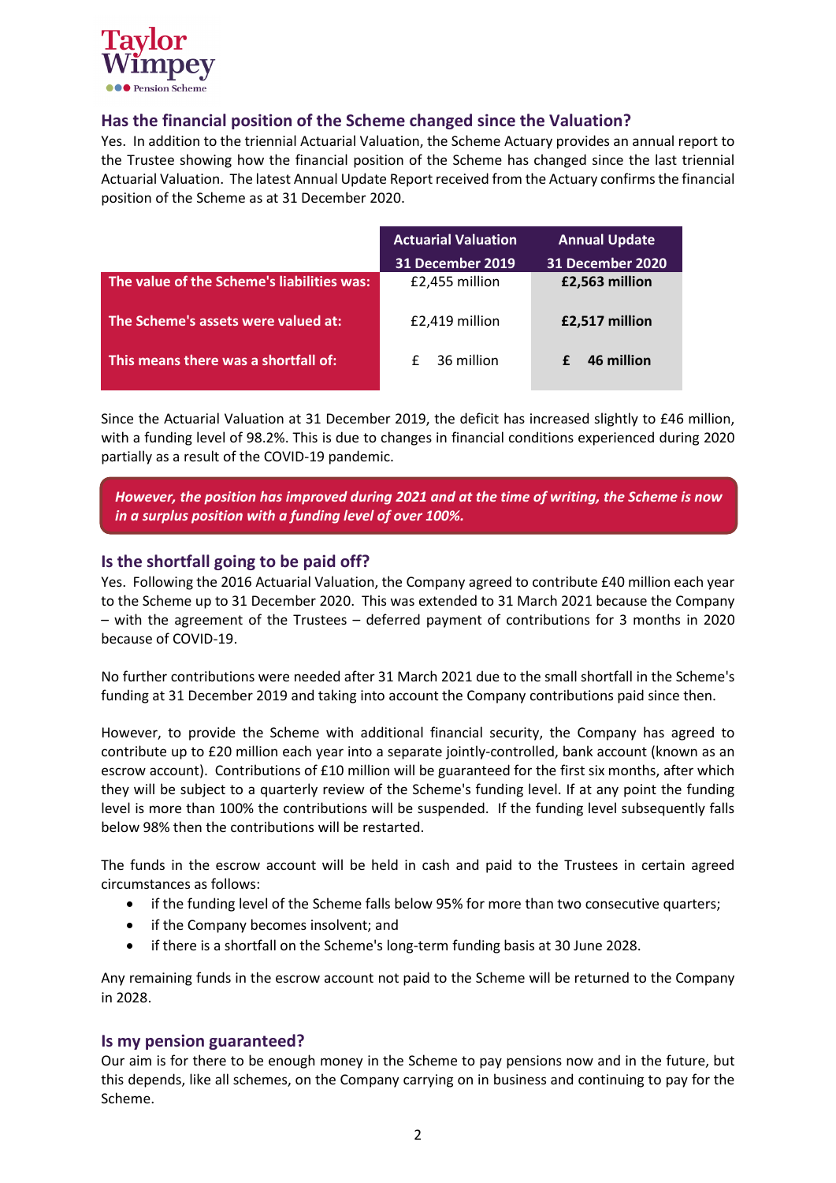## Has the financial position of the Scheme changed since the Valuation?

Yes. In addition to the triennial Actuarial Valuation, the Scheme Actuary provides an annual report to the Trustee showing how the financial position of the Scheme has changed since the last triennial Actuarial Valuation. The latest Annual Update Report received from the Actuary confirms the financial position of the Scheme as at 31 December 2020.

| | Actuarial Valuation 31 December 2019 | Annual Update 31 December 2020 |
|---|---|---|
| **The value of the Scheme's liabilities was:** | £2,455 million | **£2,563 million** |
| **The Scheme's assets were valued at:** | £2,419 million | **£2,517 million** |
| **This means there was a shortfall of:** | £ 36 million | **£ 46 million** |

Since the Actuarial Valuation at 31 December 2019, the deficit has increased slightly to £46 million, with a funding level of 98.2%. This is due to changes in financial conditions experienced during 2020 partially as a result of the COVID-19 pandemic.

***However, the position has improved during 2021 and at the time of writing, the Scheme is now in a surplus position with a funding level of over 100%.***

## Is the shortfall going to be paid off?

Yes. Following the 2016 Actuarial Valuation, the Company agreed to contribute £40 million each year to the Scheme up to 31 December 2020. This was extended to 31 March 2021 because the Company – with the agreement of the Trustees – deferred payment of contributions for 3 months in 2020 because of COVID-19.

No further contributions were needed after 31 March 2021 due to the small shortfall in the Scheme's funding at 31 December 2019 and taking into account the Company contributions paid since then.

However, to provide the Scheme with additional financial security, the Company has agreed to contribute up to £20 million each year into a separate jointly-controlled, bank account (known as an escrow account). Contributions of £10 million will be guaranteed for the first six months, after which they will be subject to a quarterly review of the Scheme's funding level. If at any point the funding level is more than 100% the contributions will be suspended. If the funding level subsequently falls below 98% then the contributions will be restarted.

The funds in the escrow account will be held in cash and paid to the Trustees in certain agreed circumstances as follows:

- if the funding level of the Scheme falls below 95% for more than two consecutive quarters;
- if the Company becomes insolvent; and
- if there is a shortfall on the Scheme's long-term funding basis at 30 June 2028.

Any remaining funds in the escrow account not paid to the Scheme will be returned to the Company in 2028.

## Is my pension guaranteed?

Our aim is for there to be enough money in the Scheme to pay pensions now and in the future, but this depends, like all schemes, on the Company carrying on in business and continuing to pay for the Scheme.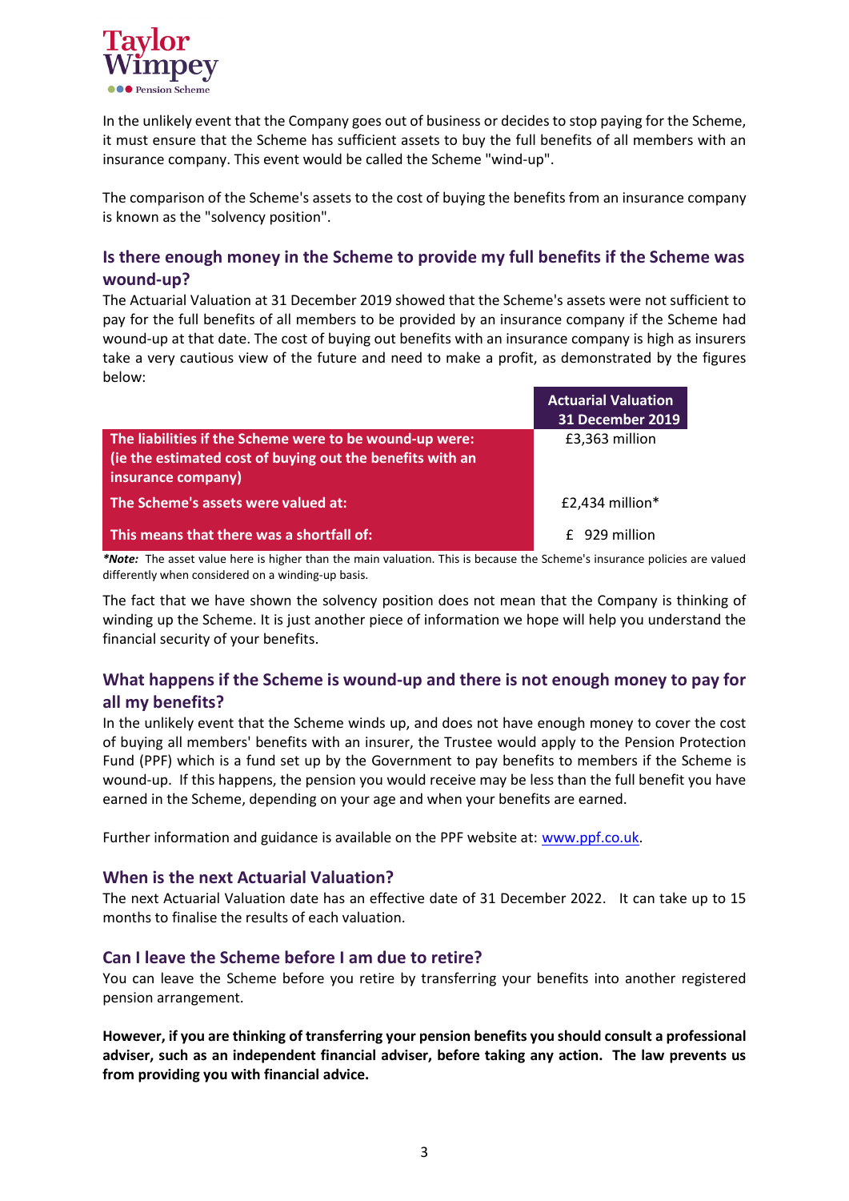In the unlikely event that the Company goes out of business or decides to stop paying for the Scheme, it must ensure that the Scheme has sufficient assets to buy the full benefits of all members with an insurance company. This event would be called the Scheme "wind-up".

The comparison of the Scheme's assets to the cost of buying the benefits from an insurance company is known as the "solvency position".

## Is there enough money in the Scheme to provide my full benefits if the Scheme was wound-up?

The Actuarial Valuation at 31 December 2019 showed that the Scheme's assets were not sufficient to pay for the full benefits of all members to be provided by an insurance company if the Scheme had wound-up at that date. The cost of buying out benefits with an insurance company is high as insurers take a very cautious view of the future and need to make a profit, as demonstrated by the figures below:

| | Actuarial Valuation 31 December 2019 |
|---|---|
| **The liabilities if the Scheme were to be wound-up were: (ie the estimated cost of buying out the benefits with an insurance company)** | £3,363 million |
| **The Scheme's assets were valued at:** | £2,434 million* |
| **This means that there was a shortfall of:** | £ 929 million |

***Note:*** The asset value here is higher than the main valuation. This is because the Scheme's insurance policies are valued differently when considered on a winding-up basis.

The fact that we have shown the solvency position does not mean that the Company is thinking of winding up the Scheme. It is just another piece of information we hope will help you understand the financial security of your benefits.

## What happens if the Scheme is wound-up and there is not enough money to pay for all my benefits?

In the unlikely event that the Scheme winds up, and does not have enough money to cover the cost of buying all members' benefits with an insurer, the Trustee would apply to the Pension Protection Fund (PPF) which is a fund set up by the Government to pay benefits to members if the Scheme is wound-up. If this happens, the pension you would receive may be less than the full benefit you have earned in the Scheme, depending on your age and when your benefits are earned.

Further information and guidance is available on the PPF website at: www.ppf.co.uk.

## When is the next Actuarial Valuation?

The next Actuarial Valuation date has an effective date of 31 December 2022. It can take up to 15 months to finalise the results of each valuation.

## Can I leave the Scheme before I am due to retire?

You can leave the Scheme before you retire by transferring your benefits into another registered pension arrangement.

**However, if you are thinking of transferring your pension benefits you should consult a professional adviser, such as an independent financial adviser, before taking any action. The law prevents us from providing you with financial advice.**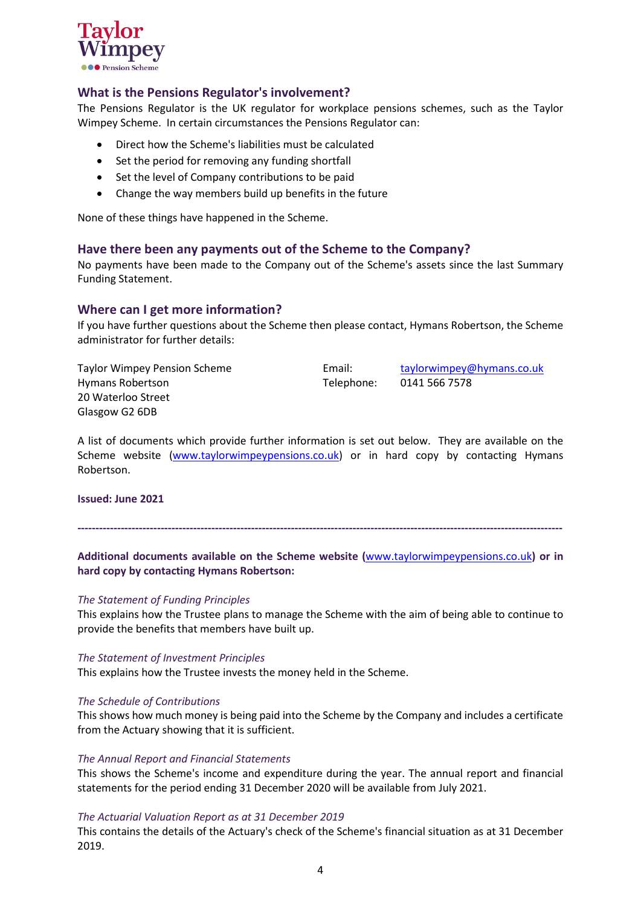## What is the Pensions Regulator's involvement?

The Pensions Regulator is the UK regulator for workplace pensions schemes, such as the Taylor Wimpey Scheme. In certain circumstances the Pensions Regulator can:

- Direct how the Scheme's liabilities must be calculated
- Set the period for removing any funding shortfall
- Set the level of Company contributions to be paid
- Change the way members build up benefits in the future

None of these things have happened in the Scheme.

## Have there been any payments out of the Scheme to the Company?

No payments have been made to the Company out of the Scheme's assets since the last Summary Funding Statement.

## Where can I get more information?

If you have further questions about the Scheme then please contact, Hymans Robertson, the Scheme administrator for further details:

Taylor Wimpey Pension Scheme
Hymans Robertson
20 Waterloo Street
Glasgow G2 6DB

Email: taylorwimpey@hymans.co.uk
Telephone: 0141 566 7578

A list of documents which provide further information is set out below. They are available on the Scheme website (www.taylorwimpeypensions.co.uk) or in hard copy by contacting Hymans Robertson.

**Issued: June 2021**

---

**Additional documents available on the Scheme website (www.taylorwimpeypensions.co.uk) or in hard copy by contacting Hymans Robertson:**

*The Statement of Funding Principles*

This explains how the Trustee plans to manage the Scheme with the aim of being able to continue to provide the benefits that members have built up.

*The Statement of Investment Principles*

This explains how the Trustee invests the money held in the Scheme.

*The Schedule of Contributions*

This shows how much money is being paid into the Scheme by the Company and includes a certificate from the Actuary showing that it is sufficient.

*The Annual Report and Financial Statements*

This shows the Scheme's income and expenditure during the year. The annual report and financial statements for the period ending 31 December 2020 will be available from July 2021.

*The Actuarial Valuation Report as at 31 December 2019*

This contains the details of the Actuary's check of the Scheme's financial situation as at 31 December 2019.